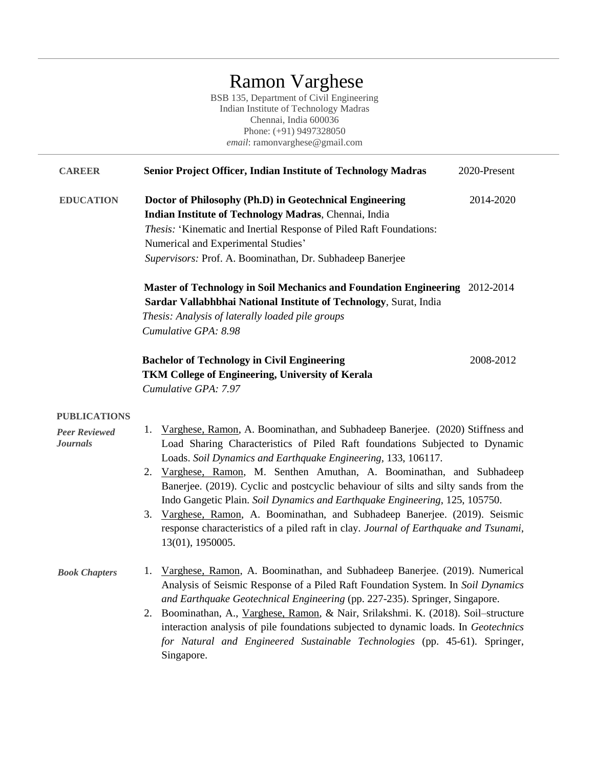# Ramon Varghese

BSB 135, Department of Civil Engineering
Indian Institute of Technology Madras
Chennai, India 600036
Phone: (+91) 9497328050
*email*: ramonvarghese@gmail.com

---

## CAREER

**Senior Project Officer, Indian Institute of Technology Madras** — 2020-Present

## EDUCATION

**Doctor of Philosophy (Ph.D) in Geotechnical Engineering** — 2014-2020
**Indian Institute of Technology Madras**, Chennai, India
*Thesis:* 'Kinematic and Inertial Response of Piled Raft Foundations: Numerical and Experimental Studies'
*Supervisors:* Prof. A. Boominathan, Dr. Subhadeep Banerjee

**Master of Technology in Soil Mechanics and Foundation Engineering** — 2012-2014
**Sardar Vallabhbhai National Institute of Technology**, Surat, India
*Thesis: Analysis of laterally loaded pile groups*
*Cumulative GPA: 8.98*

**Bachelor of Technology in Civil Engineering** — 2008-2012
**TKM College of Engineering, University of Kerala**
*Cumulative GPA: 7.97*

## PUBLICATIONS

### *Peer Reviewed Journals*

1. Varghese, Ramon, A. Boominathan, and Subhadeep Banerjee. (2020) Stiffness and Load Sharing Characteristics of Piled Raft foundations Subjected to Dynamic Loads. *Soil Dynamics and Earthquake Engineering*, 133, 106117.
2. Varghese, Ramon, M. Senthen Amuthan, A. Boominathan, and Subhadeep Banerjee. (2019). Cyclic and postcyclic behaviour of silts and silty sands from the Indo Gangetic Plain. *Soil Dynamics and Earthquake Engineering*, 125, 105750.
3. Varghese, Ramon, A. Boominathan, and Subhadeep Banerjee. (2019). Seismic response characteristics of a piled raft in clay. *Journal of Earthquake and Tsunami*, 13(01), 1950005.

### *Book Chapters*

1. Varghese, Ramon, A. Boominathan, and Subhadeep Banerjee. (2019). Numerical Analysis of Seismic Response of a Piled Raft Foundation System. In *Soil Dynamics and Earthquake Geotechnical Engineering* (pp. 227-235). Springer, Singapore.
2. Boominathan, A., Varghese, Ramon, & Nair, Srilakshmi. K. (2018). Soil–structure interaction analysis of pile foundations subjected to dynamic loads. In *Geotechnics for Natural and Engineered Sustainable Technologies* (pp. 45-61). Springer, Singapore.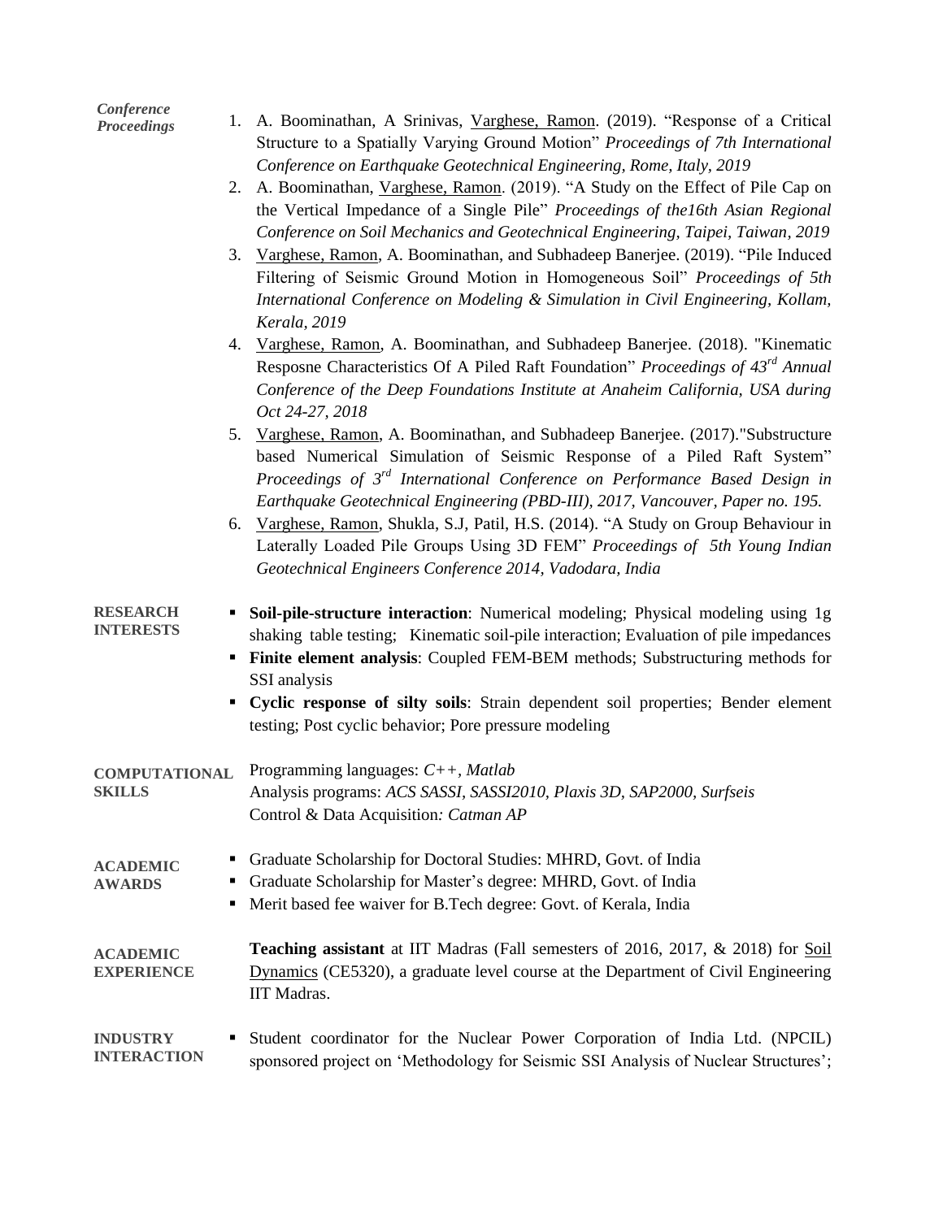***Conference Proceedings***

1. A. Boominathan, A Srinivas, Varghese, Ramon. (2019). "Response of a Critical Structure to a Spatially Varying Ground Motion" *Proceedings of 7th International Conference on Earthquake Geotechnical Engineering, Rome, Italy, 2019*
2. A. Boominathan, Varghese, Ramon. (2019). "A Study on the Effect of Pile Cap on the Vertical Impedance of a Single Pile" *Proceedings of the16th Asian Regional Conference on Soil Mechanics and Geotechnical Engineering, Taipei, Taiwan, 2019*
3. Varghese, Ramon, A. Boominathan, and Subhadeep Banerjee. (2019). "Pile Induced Filtering of Seismic Ground Motion in Homogeneous Soil" *Proceedings of 5th International Conference on Modeling & Simulation in Civil Engineering, Kollam, Kerala, 2019*
4. Varghese, Ramon, A. Boominathan, and Subhadeep Banerjee. (2018). "Kinematic Resposne Characteristics Of A Piled Raft Foundation" *Proceedings of 43rd Annual Conference of the Deep Foundations Institute at Anaheim California, USA during Oct 24-27, 2018*
5. Varghese, Ramon, A. Boominathan, and Subhadeep Banerjee. (2017)."Substructure based Numerical Simulation of Seismic Response of a Piled Raft System" *Proceedings of 3rd International Conference on Performance Based Design in Earthquake Geotechnical Engineering (PBD-III), 2017, Vancouver, Paper no. 195.*
6. Varghese, Ramon, Shukla, S.J, Patil, H.S. (2014). "A Study on Group Behaviour in Laterally Loaded Pile Groups Using 3D FEM" *Proceedings of 5th Young Indian Geotechnical Engineers Conference 2014, Vadodara, India*

**RESEARCH INTERESTS**

- **Soil-pile-structure interaction**: Numerical modeling; Physical modeling using 1g shaking table testing; Kinematic soil-pile interaction; Evaluation of pile impedances
- **Finite element analysis**: Coupled FEM-BEM methods; Substructuring methods for SSI analysis
- **Cyclic response of silty soils**: Strain dependent soil properties; Bender element testing; Post cyclic behavior; Pore pressure modeling

**COMPUTATIONAL SKILLS**

Programming languages: *C++, Matlab*
Analysis programs: *ACS SASSI, SASSI2010, Plaxis 3D, SAP2000, Surfseis*
Control & Data Acquisition*: Catman AP*

**ACADEMIC AWARDS**

- Graduate Scholarship for Doctoral Studies: MHRD, Govt. of India
- Graduate Scholarship for Master's degree: MHRD, Govt. of India
- Merit based fee waiver for B.Tech degree: Govt. of Kerala, India

**ACADEMIC EXPERIENCE**

**Teaching assistant** at IIT Madras (Fall semesters of 2016, 2017, & 2018) for Soil Dynamics (CE5320), a graduate level course at the Department of Civil Engineering IIT Madras.

**INDUSTRY INTERACTION**

- Student coordinator for the Nuclear Power Corporation of India Ltd. (NPCIL) sponsored project on 'Methodology for Seismic SSI Analysis of Nuclear Structures';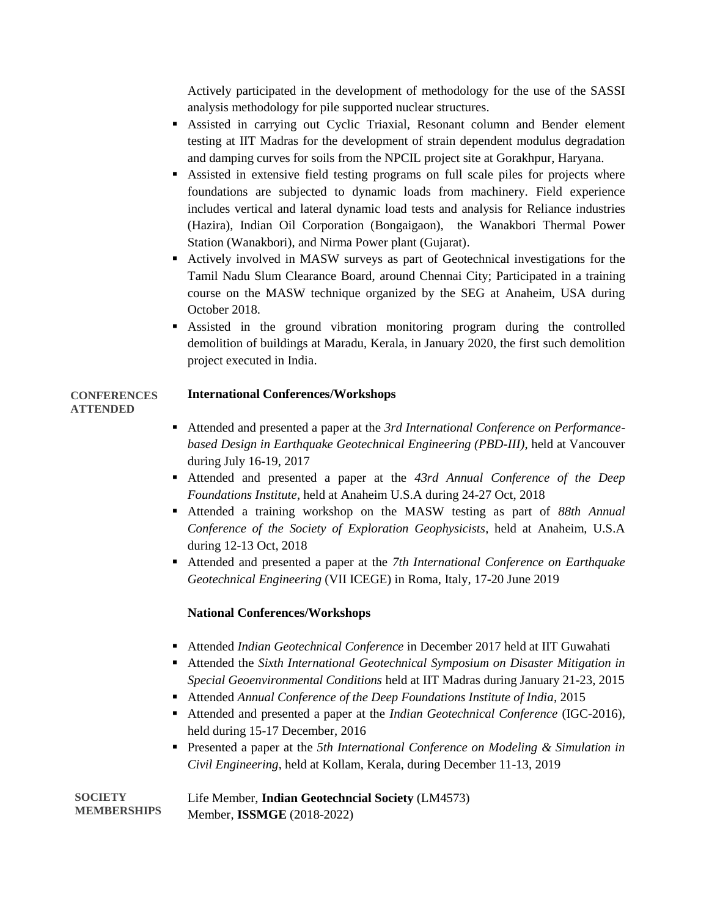Actively participated in the development of methodology for the use of the SASSI analysis methodology for pile supported nuclear structures.

- Assisted in carrying out Cyclic Triaxial, Resonant column and Bender element testing at IIT Madras for the development of strain dependent modulus degradation and damping curves for soils from the NPCIL project site at Gorakhpur, Haryana.
- Assisted in extensive field testing programs on full scale piles for projects where foundations are subjected to dynamic loads from machinery. Field experience includes vertical and lateral dynamic load tests and analysis for Reliance industries (Hazira), Indian Oil Corporation (Bongaigaon), the Wanakbori Thermal Power Station (Wanakbori), and Nirma Power plant (Gujarat).
- Actively involved in MASW surveys as part of Geotechnical investigations for the Tamil Nadu Slum Clearance Board, around Chennai City; Participated in a training course on the MASW technique organized by the SEG at Anaheim, USA during October 2018.
- Assisted in the ground vibration monitoring program during the controlled demolition of buildings at Maradu, Kerala, in January 2020, the first such demolition project executed in India.

## CONFERENCES ATTENDED

**International Conferences/Workshops**

- Attended and presented a paper at the *3rd International Conference on Performance-based Design in Earthquake Geotechnical Engineering (PBD-III)*, held at Vancouver during July 16-19, 2017
- Attended and presented a paper at the *43rd Annual Conference of the Deep Foundations Institute*, held at Anaheim U.S.A during 24-27 Oct, 2018
- Attended a training workshop on the MASW testing as part of *88th Annual Conference of the Society of Exploration Geophysicists*, held at Anaheim, U.S.A during 12-13 Oct, 2018
- Attended and presented a paper at the *7th International Conference on Earthquake Geotechnical Engineering* (VII ICEGE) in Roma, Italy, 17-20 June 2019

**National Conferences/Workshops**

- Attended *Indian Geotechnical Conference* in December 2017 held at IIT Guwahati
- Attended the *Sixth International Geotechnical Symposium on Disaster Mitigation in Special Geoenvironmental Conditions* held at IIT Madras during January 21-23, 2015
- Attended *Annual Conference of the Deep Foundations Institute of India*, 2015
- Attended and presented a paper at the *Indian Geotechnical Conference* (IGC-2016), held during 15-17 December, 2016
- Presented a paper at the *5th International Conference on Modeling & Simulation in Civil Engineering*, held at Kollam, Kerala, during December 11-13, 2019

## SOCIETY MEMBERSHIPS

Life Member, **Indian Geotechncial Society** (LM4573)
Member, **ISSMGE** (2018-2022)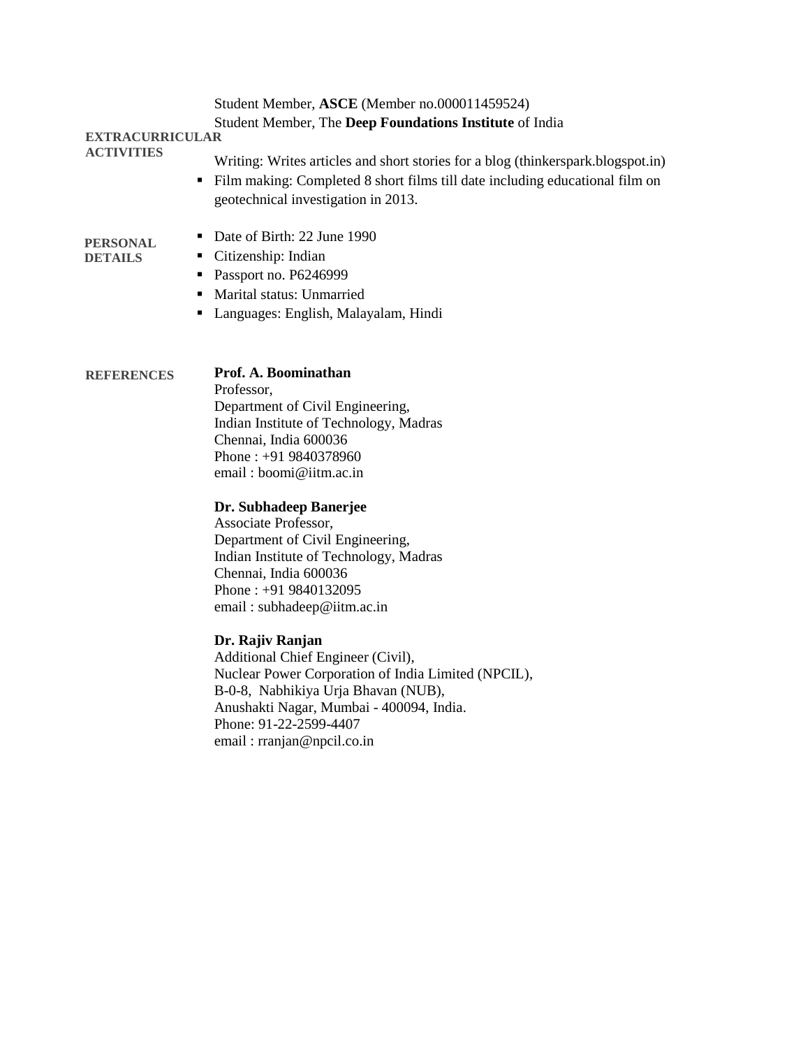Student Member, **ASCE** (Member no.000011459524)

Student Member, The **Deep Foundations Institute** of India

## EXTRACURRICULAR ACTIVITIES

Writing: Writes articles and short stories for a blog (thinkerspark.blogspot.in)

- Film making: Completed 8 short films till date including educational film on geotechnical investigation in 2013.

## PERSONAL DETAILS

- Date of Birth: 22 June 1990
- Citizenship: Indian
- Passport no. P6246999
- Marital status: Unmarried
- Languages: English, Malayalam, Hindi

## REFERENCES

**Prof. A. Boominathan**
Professor,
Department of Civil Engineering,
Indian Institute of Technology, Madras
Chennai, India 600036
Phone : +91 9840378960
email : boomi@iitm.ac.in

**Dr. Subhadeep Banerjee**
Associate Professor,
Department of Civil Engineering,
Indian Institute of Technology, Madras
Chennai, India 600036
Phone : +91 9840132095
email : subhadeep@iitm.ac.in

**Dr. Rajiv Ranjan**
Additional Chief Engineer (Civil),
Nuclear Power Corporation of India Limited (NPCIL),
B-0-8, Nabhikiya Urja Bhavan (NUB),
Anushakti Nagar, Mumbai - 400094, India.
Phone: 91-22-2599-4407
email : rranjan@npcil.co.in